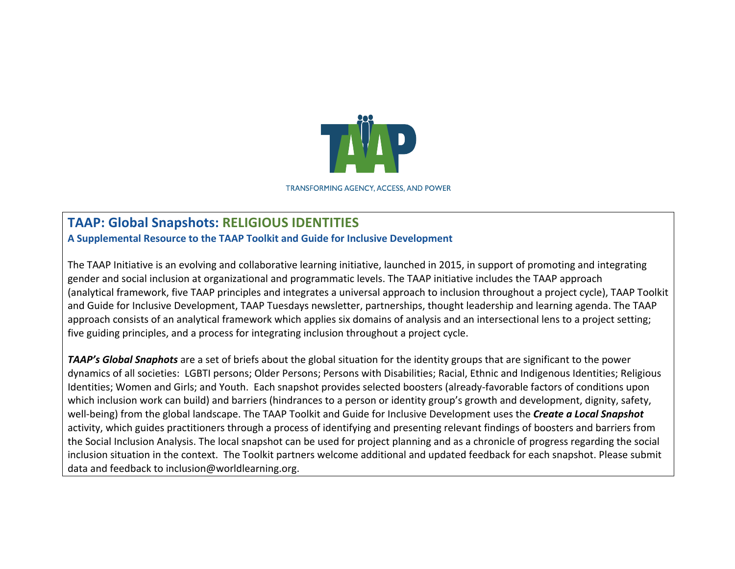TRANSFORMING AGENCY, ACCESS, AND POWER

## TAAP: Global Snapshots: RELIGIOUS IDENTITIES

**A Supplemental Resource to the TAAP Toolkit and Guide for Inclusive Development**

The TAAP Initiative is an evolving and collaborative learning initiative, launched in 2015, in support of promoting and integrating gender and social inclusion at organizational and programmatic levels. The TAAP initiative includes the TAAP approach (analytical framework, five TAAP principles and integrates a universal approach to inclusion throughout a project cycle), TAAP Toolkit and Guide for Inclusive Development, TAAP Tuesdays newsletter, partnerships, thought leadership and learning agenda. The TAAP approach consists of an analytical framework which applies six domains of analysis and an intersectional lens to a project setting; five guiding principles, and a process for integrating inclusion throughout a project cycle.

***TAAP's Global Snaphots*** are a set of briefs about the global situation for the identity groups that are significant to the power dynamics of all societies: LGBTI persons; Older Persons; Persons with Disabilities; Racial, Ethnic and Indigenous Identities; Religious Identities; Women and Girls; and Youth. Each snapshot provides selected boosters (already-favorable factors of conditions upon which inclusion work can build) and barriers (hindrances to a person or identity group's growth and development, dignity, safety, well-being) from the global landscape. The TAAP Toolkit and Guide for Inclusive Development uses the ***Create a Local Snapshot*** activity, which guides practitioners through a process of identifying and presenting relevant findings of boosters and barriers from the Social Inclusion Analysis. The local snapshot can be used for project planning and as a chronicle of progress regarding the social inclusion situation in the context. The Toolkit partners welcome additional and updated feedback for each snapshot. Please submit data and feedback to inclusion@worldlearning.org.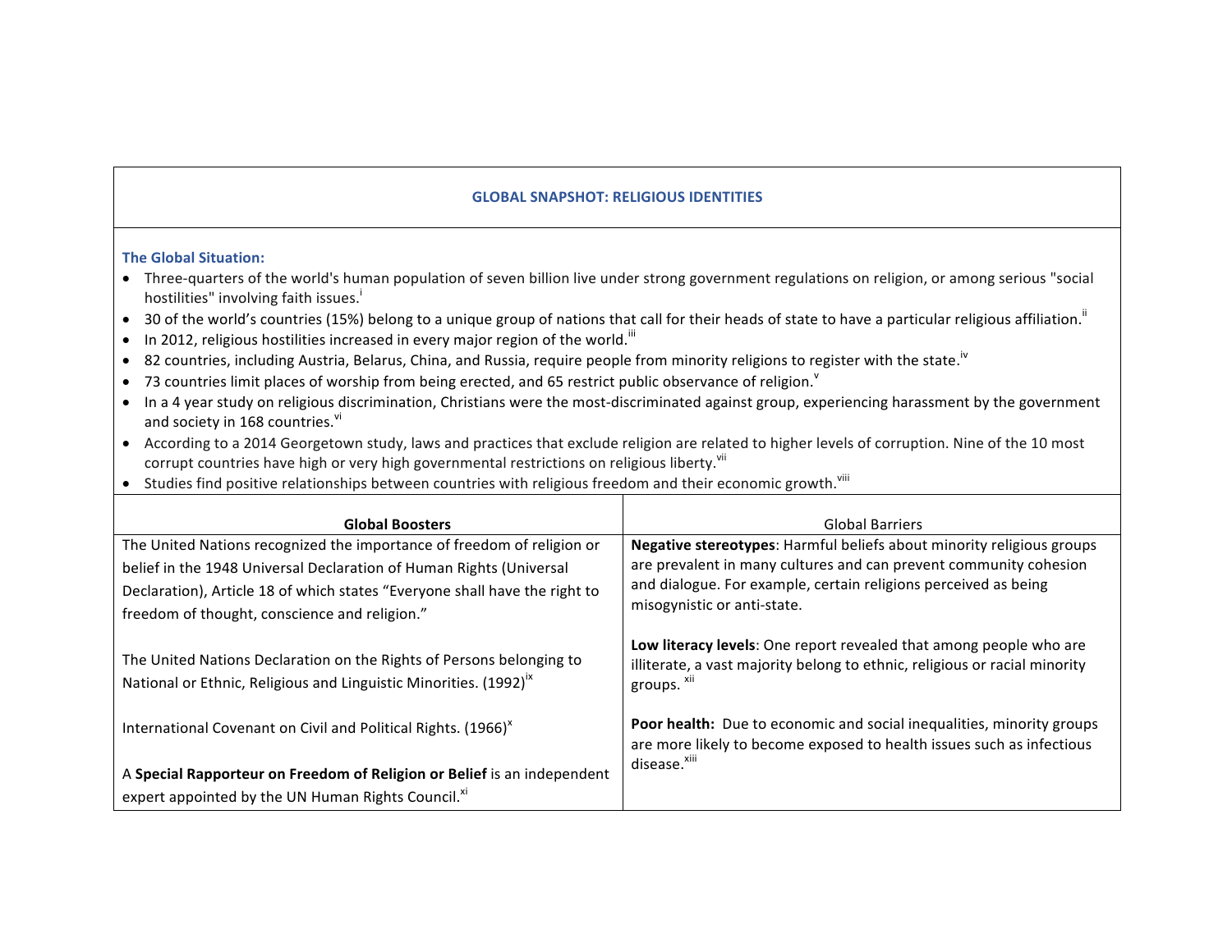## GLOBAL SNAPSHOT: RELIGIOUS IDENTITIES

### The Global Situation:

- Three-quarters of the world's human population of seven billion live under strong government regulations on religion, or among serious "social hostilities" involving faith issues.[i]
- 30 of the world's countries (15%) belong to a unique group of nations that call for their heads of state to have a particular religious affiliation.[ii]
- In 2012, religious hostilities increased in every major region of the world.[iii]
- 82 countries, including Austria, Belarus, China, and Russia, require people from minority religions to register with the state.[iv]
- 73 countries limit places of worship from being erected, and 65 restrict public observance of religion.[v]
- In a 4 year study on religious discrimination, Christians were the most-discriminated against group, experiencing harassment by the government and society in 168 countries.[vi]
- According to a 2014 Georgetown study, laws and practices that exclude religion are related to higher levels of corruption. Nine of the 10 most corrupt countries have high or very high governmental restrictions on religious liberty.[vii]
- Studies find positive relationships between countries with religious freedom and their economic growth.[viii]

| **Global Boosters** | Global Barriers |
|---|---|
| The United Nations recognized the importance of freedom of religion or belief in the 1948 Universal Declaration of Human Rights (Universal Declaration), Article 18 of which states "Everyone shall have the right to freedom of thought, conscience and religion." | **Negative stereotypes**: Harmful beliefs about minority religious groups are prevalent in many cultures and can prevent community cohesion and dialogue. For example, certain religions perceived as being misogynistic or anti-state. |
| The United Nations Declaration on the Rights of Persons belonging to National or Ethnic, Religious and Linguistic Minorities. (1992)[ix] | **Low literacy levels**: One report revealed that among people who are illiterate, a vast majority belong to ethnic, religious or racial minority groups. [xii] |
| International Covenant on Civil and Political Rights. (1966)[x] | **Poor health**: Due to economic and social inequalities, minority groups are more likely to become exposed to health issues such as infectious disease.[xiii] |
| A **Special Rapporteur on Freedom of Religion or Belief** is an independent expert appointed by the UN Human Rights Council.[xi] | |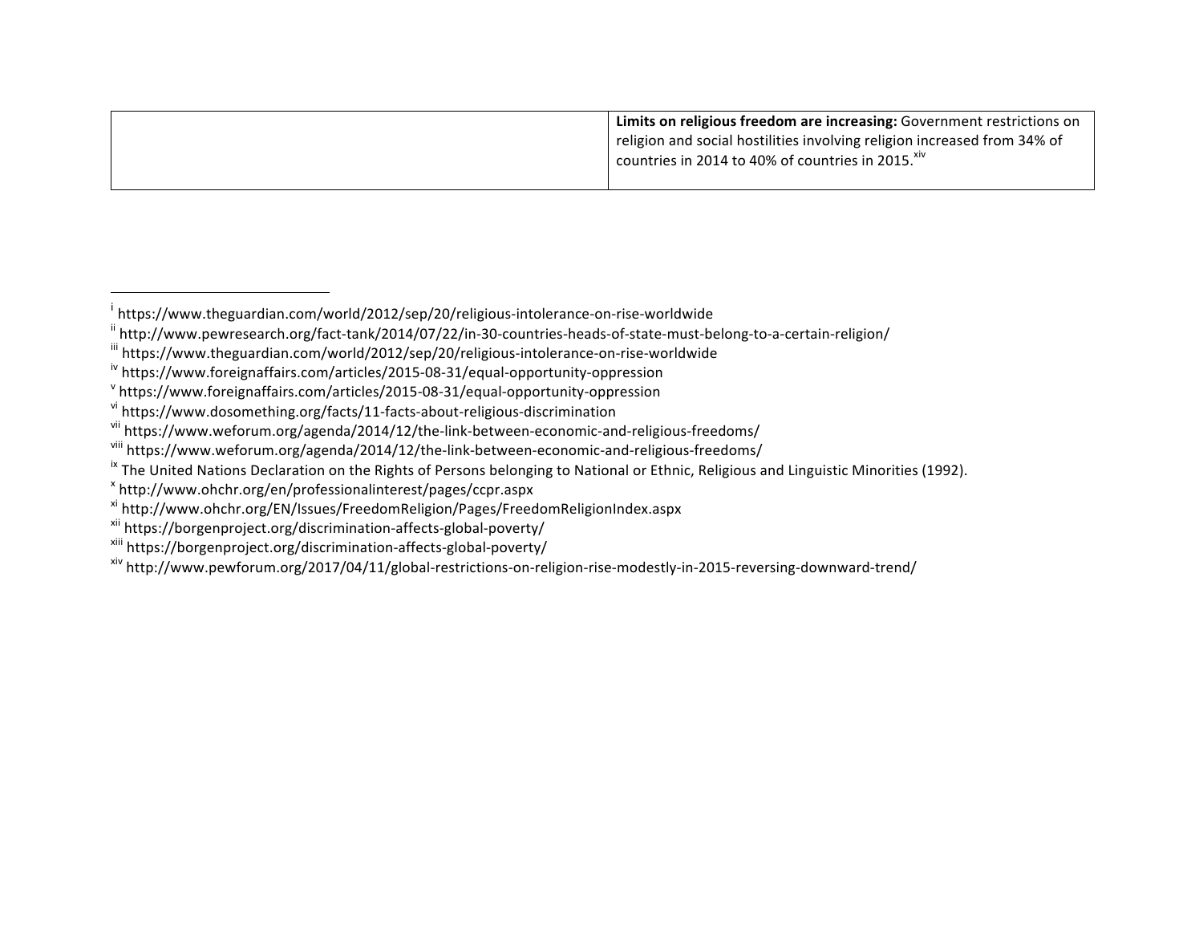| | |
|---|---|
| | **Limits on religious freedom are increasing:** Government restrictions on religion and social hostilities involving religion increased from 34% of countries in 2014 to 40% of countries in 2015.[xiv] |

---

[i] https://www.theguardian.com/world/2012/sep/20/religious-intolerance-on-rise-worldwide

[ii] http://www.pewresearch.org/fact-tank/2014/07/22/in-30-countries-heads-of-state-must-belong-to-a-certain-religion/

[iii] https://www.theguardian.com/world/2012/sep/20/religious-intolerance-on-rise-worldwide

[iv] https://www.foreignaffairs.com/articles/2015-08-31/equal-opportunity-oppression

[v] https://www.foreignaffairs.com/articles/2015-08-31/equal-opportunity-oppression

[vi] https://www.dosomething.org/facts/11-facts-about-religious-discrimination

[vii] https://www.weforum.org/agenda/2014/12/the-link-between-economic-and-religious-freedoms/

[viii] https://www.weforum.org/agenda/2014/12/the-link-between-economic-and-religious-freedoms/

[ix] The United Nations Declaration on the Rights of Persons belonging to National or Ethnic, Religious and Linguistic Minorities (1992).

[x] http://www.ohchr.org/en/professionalinterest/pages/ccpr.aspx

[xi] http://www.ohchr.org/EN/Issues/FreedomReligion/Pages/FreedomReligionIndex.aspx

[xii] https://borgenproject.org/discrimination-affects-global-poverty/

[xiii] https://borgenproject.org/discrimination-affects-global-poverty/

[xiv] http://www.pewforum.org/2017/04/11/global-restrictions-on-religion-rise-modestly-in-2015-reversing-downward-trend/